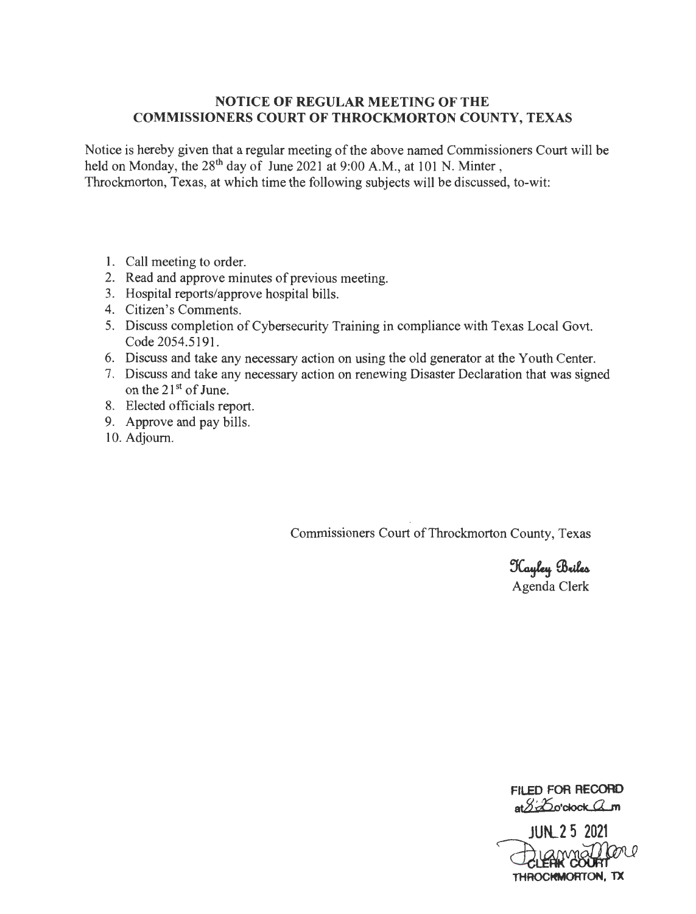## NOTICE OF REGULAR MEETING OF THE COMMISSIONERS COURT OF THROCKMORTON COUNTY, TEXAS

Notice is hereby given that a regular meeting of the above named Commissioners Court will be held on Monday, the 28th day of June 2021 at 9:00 A.M., at 101 N. Minter, Throckmorton, Texas, at which time the following subjects will be discussed, to-wit:

1. Call meeting to order.
2. Read and approve minutes of previous meeting.
3. Hospital reports/approve hospital bills.
4. Citizen's Comments.
5. Discuss completion of Cybersecurity Training in compliance with Texas Local Govt. Code 2054.5191.
6. Discuss and take any necessary action on using the old generator at the Youth Center.
7. Discuss and take any necessary action on renewing Disaster Declaration that was signed on the 21st of June.
8. Elected officials report.
9. Approve and pay bills.
10. Adjourn.

Commissioners Court of Throckmorton County, Texas

*Kayley Briles*
Agenda Clerk

FILED FOR RECORD
at 8:35 o'clock a m

JUN 25 2021

Dianna Moore
CLERK COURT
THROCKMORTON, TX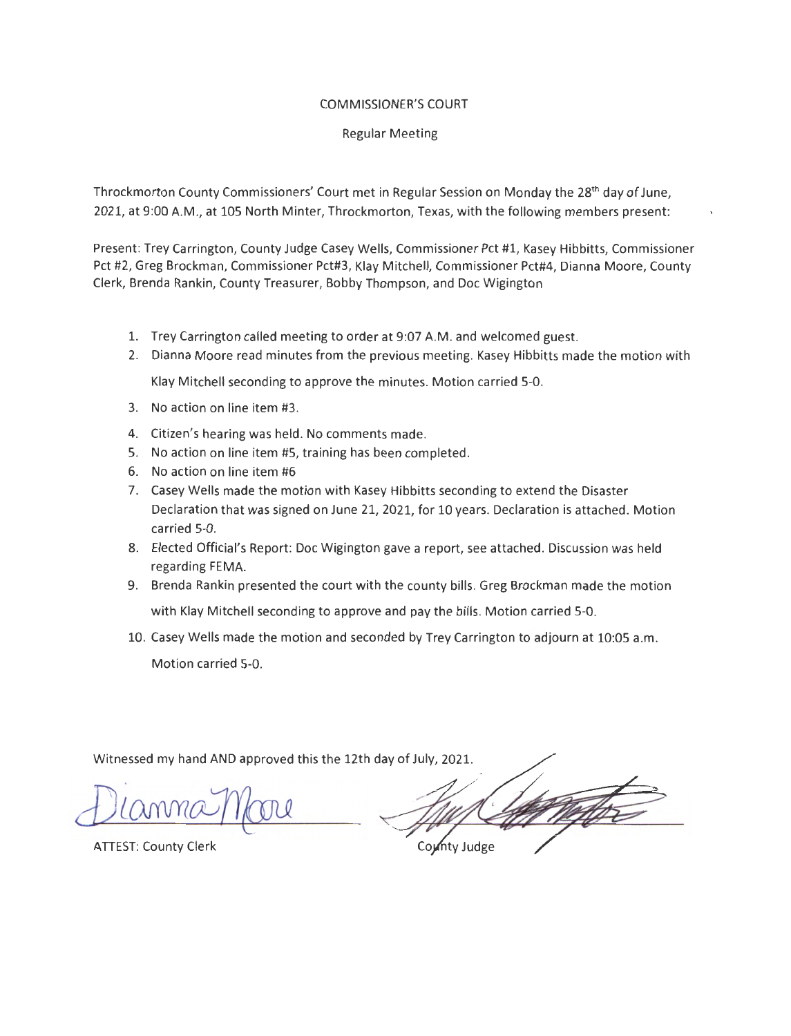COMMISSIONER'S COURT

Regular Meeting

Throckmorton County Commissioners' Court met in Regular Session on Monday the 28th day of June, 2021, at 9:00 A.M., at 105 North Minter, Throckmorton, Texas, with the following members present:

Present: Trey Carrington, County Judge Casey Wells, Commissioner Pct #1, Kasey Hibbitts, Commissioner Pct #2, Greg Brockman, Commissioner Pct#3, Klay Mitchell, Commissioner Pct#4, Dianna Moore, County Clerk, Brenda Rankin, County Treasurer, Bobby Thompson, and Doc Wigington

1. Trey Carrington called meeting to order at 9:07 A.M. and welcomed guest.
2. Dianna Moore read minutes from the previous meeting. Kasey Hibbitts made the motion with Klay Mitchell seconding to approve the minutes. Motion carried 5-0.
3. No action on line item #3.
4. Citizen's hearing was held. No comments made.
5. No action on line item #5, training has been completed.
6. No action on line item #6
7. Casey Wells made the motion with Kasey Hibbitts seconding to extend the Disaster Declaration that was signed on June 21, 2021, for 10 years. Declaration is attached. Motion carried 5-0.
8. Elected Official's Report: Doc Wigington gave a report, see attached. Discussion was held regarding FEMA.
9. Brenda Rankin presented the court with the county bills. Greg Brockman made the motion with Klay Mitchell seconding to approve and pay the bills. Motion carried 5-0.
10. Casey Wells made the motion and seconded by Trey Carrington to adjourn at 10:05 a.m. Motion carried 5-0.

Witnessed my hand AND approved this the 12th day of July, 2021.

Dianna Moore

ATTEST: County Clerk

County Judge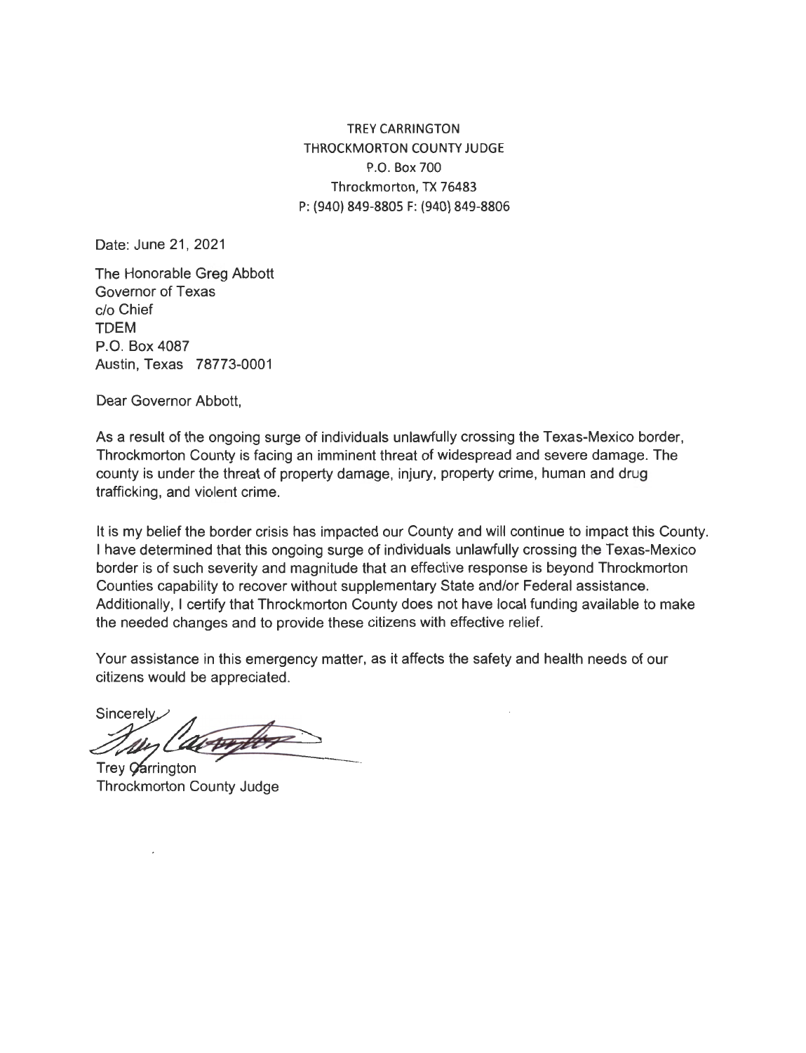TREY CARRINGTON
THROCKMORTON COUNTY JUDGE
P.O. Box 700
Throckmorton, TX 76483
P: (940) 849-8805 F: (940) 849-8806

Date: June 21, 2021

The Honorable Greg Abbott
Governor of Texas
c/o Chief
TDEM
P.O. Box 4087
Austin, Texas 78773-0001

Dear Governor Abbott,

As a result of the ongoing surge of individuals unlawfully crossing the Texas-Mexico border, Throckmorton County is facing an imminent threat of widespread and severe damage. The county is under the threat of property damage, injury, property crime, human and drug trafficking, and violent crime.

It is my belief the border crisis has impacted our County and will continue to impact this County. I have determined that this ongoing surge of individuals unlawfully crossing the Texas-Mexico border is of such severity and magnitude that an effective response is beyond Throckmorton Counties capability to recover without supplementary State and/or Federal assistance. Additionally, I certify that Throckmorton County does not have local funding available to make the needed changes and to provide these citizens with effective relief.

Your assistance in this emergency matter, as it affects the safety and health needs of our citizens would be appreciated.

Sincerely,

Trey Carrington
Throckmorton County Judge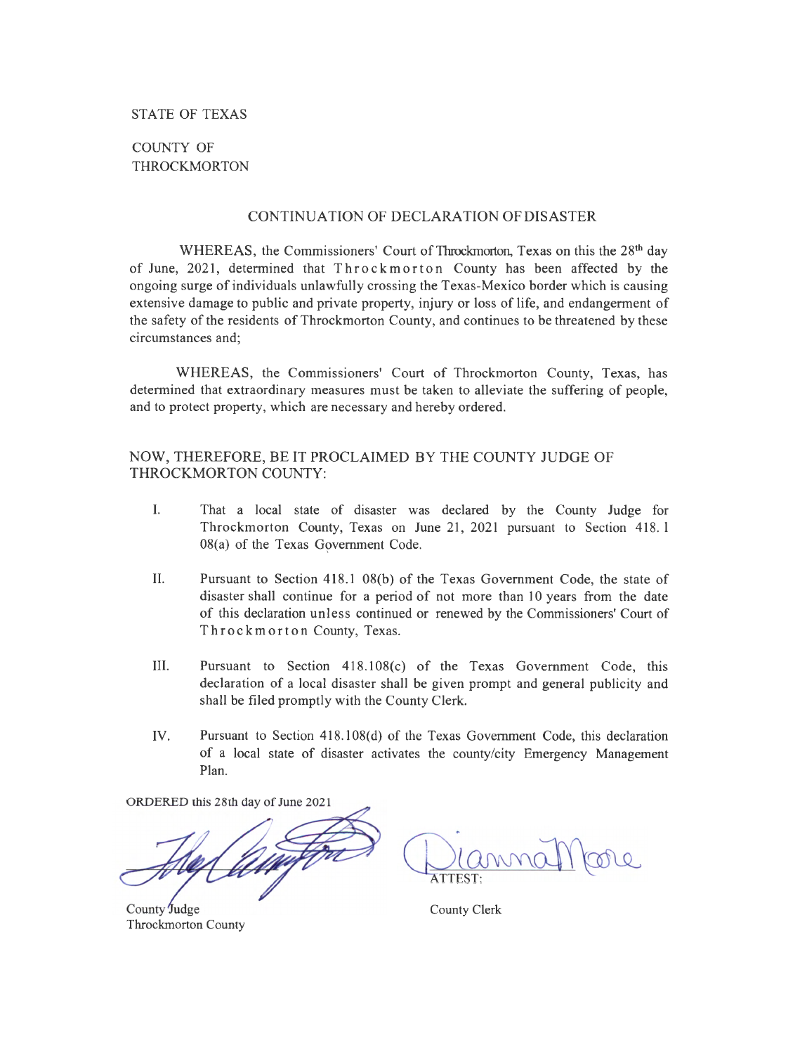STATE OF TEXAS

COUNTY OF
THROCKMORTON

## CONTINUATION OF DECLARATION OF DISASTER

WHEREAS, the Commissioners' Court of Throckmorton, Texas on this the 28th day of June, 2021, determined that Throckmorton County has been affected by the ongoing surge of individuals unlawfully crossing the Texas-Mexico border which is causing extensive damage to public and private property, injury or loss of life, and endangerment of the safety of the residents of Throckmorton County, and continues to be threatened by these circumstances and;

WHEREAS, the Commissioners' Court of Throckmorton County, Texas, has determined that extraordinary measures must be taken to alleviate the suffering of people, and to protect property, which are necessary and hereby ordered.

NOW, THEREFORE, BE IT PROCLAIMED BY THE COUNTY JUDGE OF THROCKMORTON COUNTY:

I. That a local state of disaster was declared by the County Judge for Throckmorton County, Texas on June 21, 2021 pursuant to Section 418.1 08(a) of the Texas Government Code.

II. Pursuant to Section 418.1 08(b) of the Texas Government Code, the state of disaster shall continue for a period of not more than 10 years from the date of this declaration unless continued or renewed by the Commissioners' Court of Throckmorton County, Texas.

III. Pursuant to Section 418.108(c) of the Texas Government Code, this declaration of a local disaster shall be given prompt and general publicity and shall be filed promptly with the County Clerk.

IV. Pursuant to Section 418.108(d) of the Texas Government Code, this declaration of a local state of disaster activates the county/city Emergency Management Plan.

ORDERED this 28th day of June 2021

County Judge
Throckmorton County

ATTEST:

County Clerk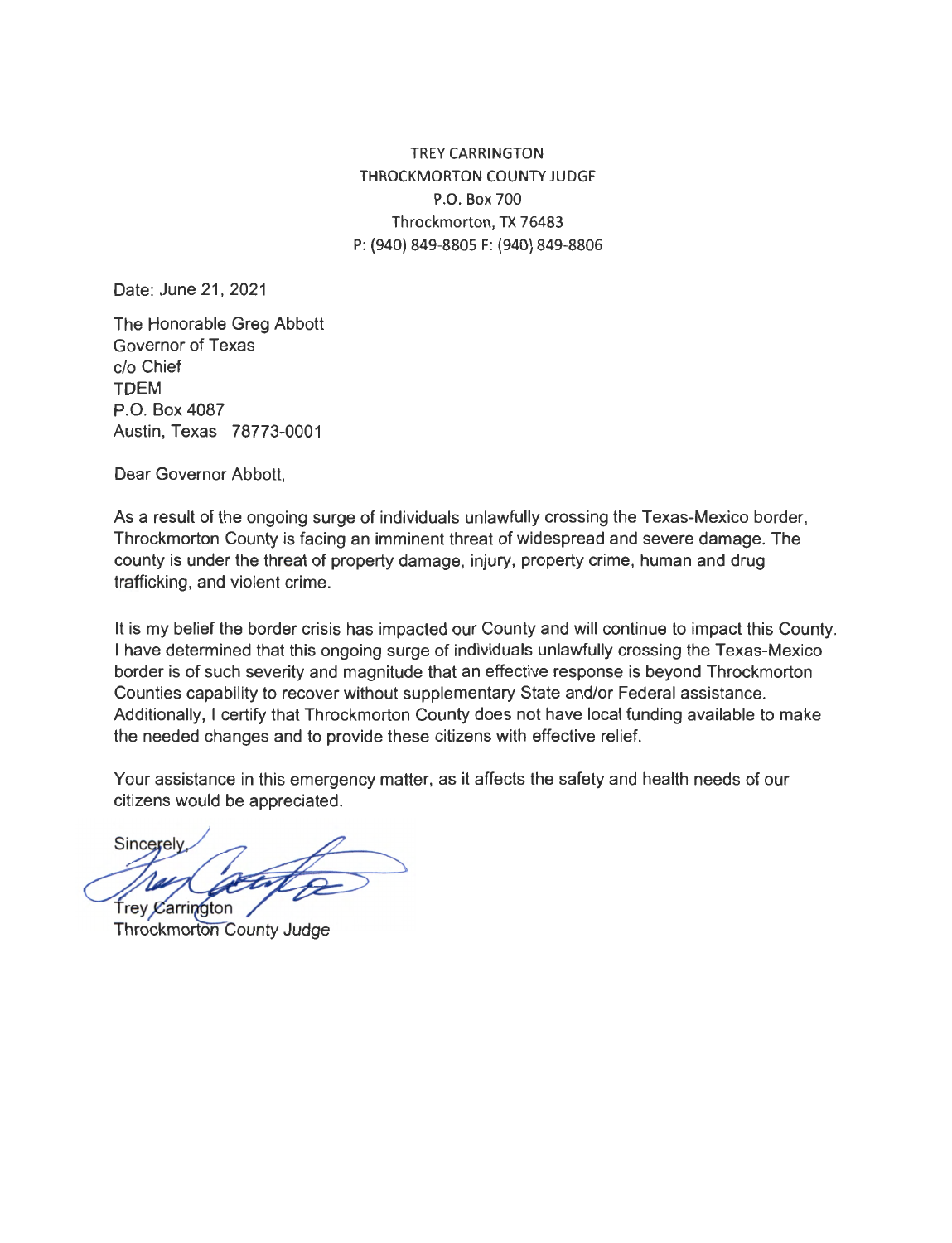TREY CARRINGTON  
THROCKMORTON COUNTY JUDGE  
P.O. Box 700  
Throckmorton, TX 76483  
P: (940) 849-8805 F: (940) 849-8806

Date: June 21, 2021

The Honorable Greg Abbott  
Governor of Texas  
c/o Chief  
TDEM  
P.O. Box 4087  
Austin, Texas 78773-0001

Dear Governor Abbott,

As a result of the ongoing surge of individuals unlawfully crossing the Texas-Mexico border, Throckmorton County is facing an imminent threat of widespread and severe damage. The county is under the threat of property damage, injury, property crime, human and drug trafficking, and violent crime.

It is my belief the border crisis has impacted our County and will continue to impact this County. I have determined that this ongoing surge of individuals unlawfully crossing the Texas-Mexico border is of such severity and magnitude that an effective response is beyond Throckmorton Counties capability to recover without supplementary State and/or Federal assistance. Additionally, I certify that Throckmorton County does not have local funding available to make the needed changes and to provide these citizens with effective relief.

Your assistance in this emergency matter, as it affects the safety and health needs of our citizens would be appreciated.

Sincerely,

Trey Carrington  
Throckmorton County Judge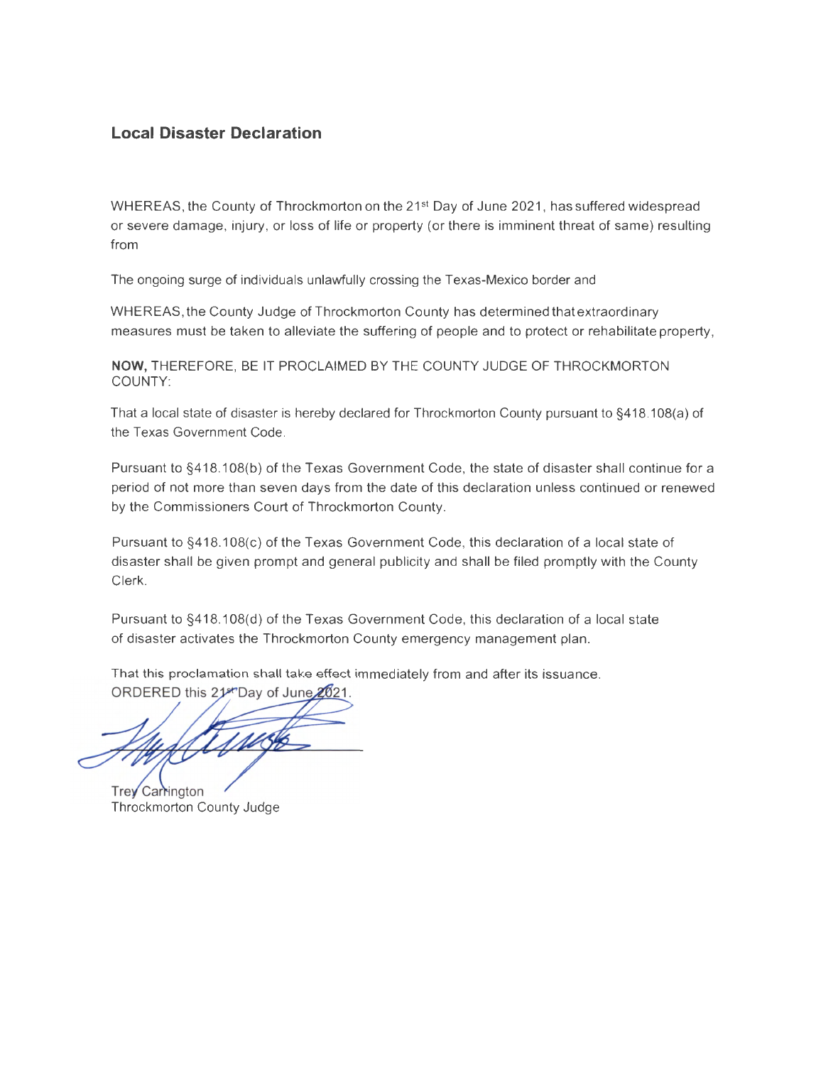## Local Disaster Declaration

WHEREAS, the County of Throckmorton on the 21st Day of June 2021, has suffered widespread or severe damage, injury, or loss of life or property (or there is imminent threat of same) resulting from

The ongoing surge of individuals unlawfully crossing the Texas-Mexico border and

WHEREAS, the County Judge of Throckmorton County has determined that extraordinary measures must be taken to alleviate the suffering of people and to protect or rehabilitate property,

**NOW,** THEREFORE, BE IT PROCLAIMED BY THE COUNTY JUDGE OF THROCKMORTON COUNTY:

That a local state of disaster is hereby declared for Throckmorton County pursuant to §418.108(a) of the Texas Government Code.

Pursuant to §418.108(b) of the Texas Government Code, the state of disaster shall continue for a period of not more than seven days from the date of this declaration unless continued or renewed by the Commissioners Court of Throckmorton County.

Pursuant to §418.108(c) of the Texas Government Code, this declaration of a local state of disaster shall be given prompt and general publicity and shall be filed promptly with the County Clerk.

Pursuant to §418.108(d) of the Texas Government Code, this declaration of a local state of disaster activates the Throckmorton County emergency management plan.

That this proclamation shall take effect immediately from and after its issuance.
ORDERED this 21st Day of June 2021.

Trey Carrington
Throckmorton County Judge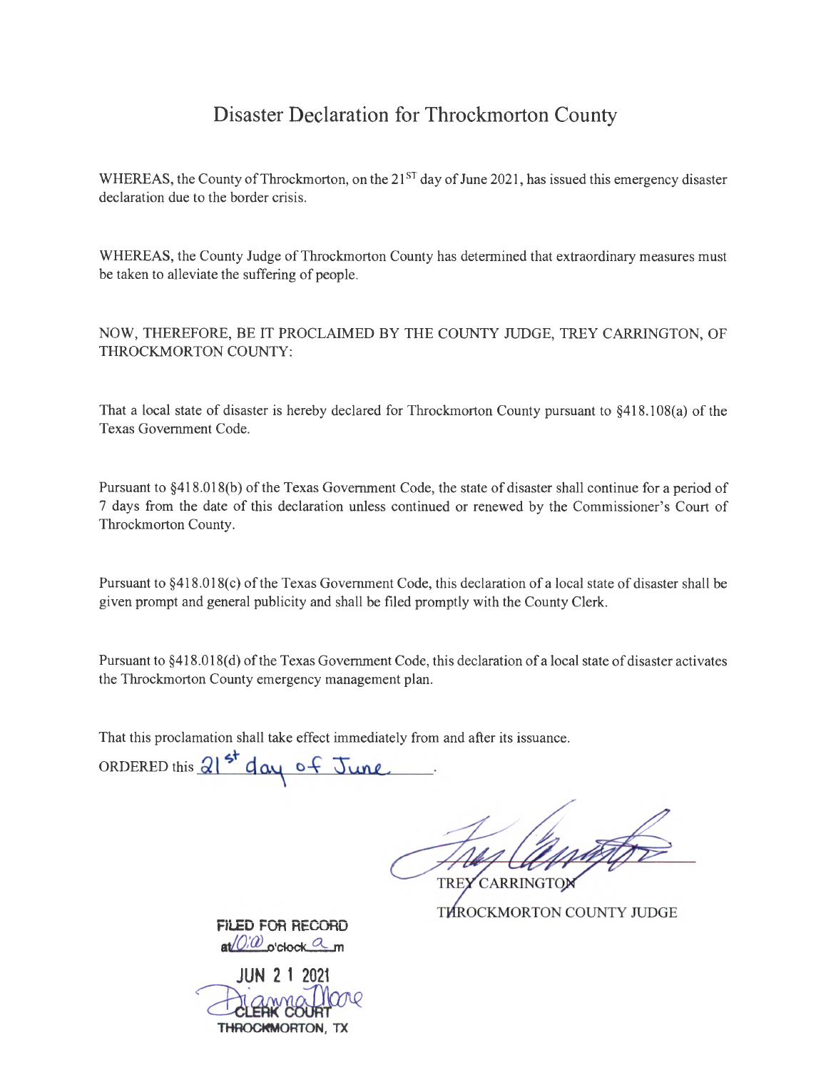# Disaster Declaration for Throckmorton County

WHEREAS, the County of Throckmorton, on the 21ST day of June 2021, has issued this emergency disaster declaration due to the border crisis.

WHEREAS, the County Judge of Throckmorton County has determined that extraordinary measures must be taken to alleviate the suffering of people.

NOW, THEREFORE, BE IT PROCLAIMED BY THE COUNTY JUDGE, TREY CARRINGTON, OF THROCKMORTON COUNTY:

That a local state of disaster is hereby declared for Throckmorton County pursuant to §418.108(a) of the Texas Government Code.

Pursuant to §418.018(b) of the Texas Government Code, the state of disaster shall continue for a period of 7 days from the date of this declaration unless continued or renewed by the Commissioner's Court of Throckmorton County.

Pursuant to §418.018(c) of the Texas Government Code, this declaration of a local state of disaster shall be given prompt and general publicity and shall be filed promptly with the County Clerk.

Pursuant to §418.018(d) of the Texas Government Code, this declaration of a local state of disaster activates the Throckmorton County emergency management plan.

That this proclamation shall take effect immediately from and after its issuance.

ORDERED this 21st day of June.

TREY CARRINGTON
THROCKMORTON COUNTY JUDGE

FILED FOR RECORD
at 10:00 o'clock a m
JUN 21 2021
Dianna Moore
CLERK COURT
THROCKMORTON, TX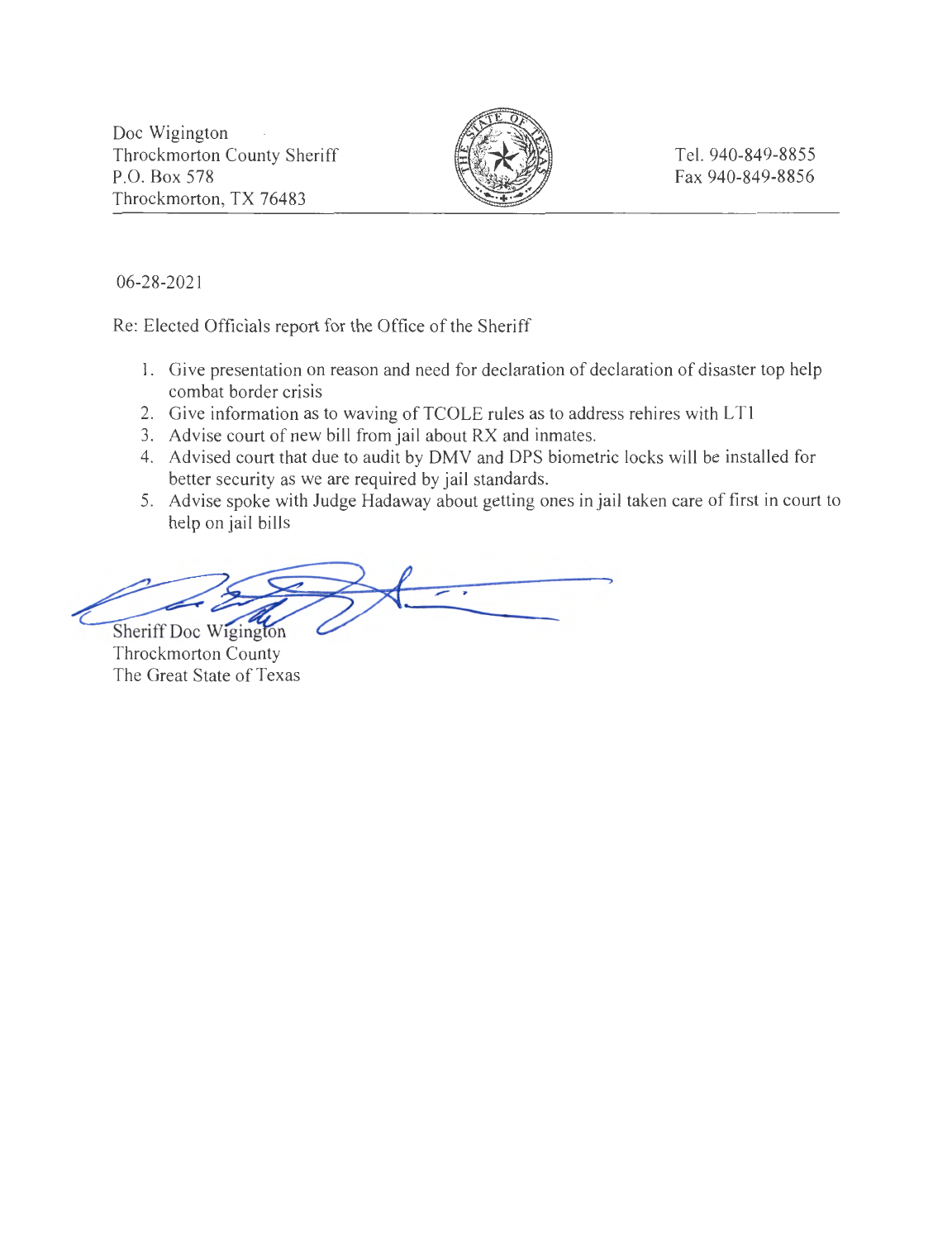Doc Wigington
Throckmorton County Sheriff
P.O. Box 578
Throckmorton, TX 76483

Tel. 940-849-8855
Fax 940-849-8856

06-28-2021

Re: Elected Officials report for the Office of the Sheriff

1. Give presentation on reason and need for declaration of declaration of disaster top help combat border crisis
2. Give information as to waving of TCOLE rules as to address rehires with LT1
3. Advise court of new bill from jail about RX and inmates.
4. Advised court that due to audit by DMV and DPS biometric locks will be installed for better security as we are required by jail standards.
5. Advise spoke with Judge Hadaway about getting ones in jail taken care of first in court to help on jail bills

Sheriff Doc Wigington
Throckmorton County
The Great State of Texas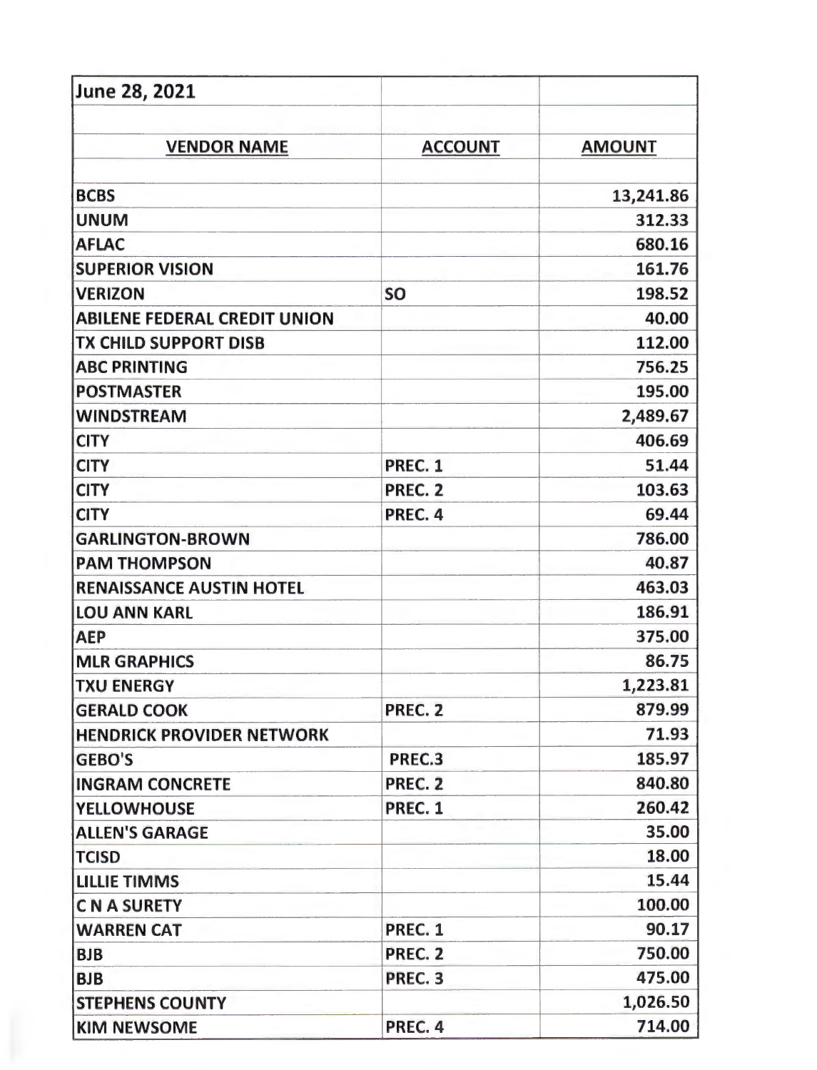| June 28, 2021 | | |
|---|---|---|
| | | |
| **VENDOR NAME** | **ACCOUNT** | **AMOUNT** |
| | | |
| BCBS | | 13,241.86 |
| UNUM | | 312.33 |
| AFLAC | | 680.16 |
| SUPERIOR VISION | | 161.76 |
| VERIZON | SO | 198.52 |
| ABILENE FEDERAL CREDIT UNION | | 40.00 |
| TX CHILD SUPPORT DISB | | 112.00 |
| ABC PRINTING | | 756.25 |
| POSTMASTER | | 195.00 |
| WINDSTREAM | | 2,489.67 |
| CITY | | 406.69 |
| CITY | PREC. 1 | 51.44 |
| CITY | PREC. 2 | 103.63 |
| CITY | PREC. 4 | 69.44 |
| GARLINGTON-BROWN | | 786.00 |
| PAM THOMPSON | | 40.87 |
| RENAISSANCE AUSTIN HOTEL | | 463.03 |
| LOU ANN KARL | | 186.91 |
| AEP | | 375.00 |
| MLR GRAPHICS | | 86.75 |
| TXU ENERGY | | 1,223.81 |
| GERALD COOK | PREC. 2 | 879.99 |
| HENDRICK PROVIDER NETWORK | | 71.93 |
| GEBO'S | PREC.3 | 185.97 |
| INGRAM CONCRETE | PREC. 2 | 840.80 |
| YELLOWHOUSE | PREC. 1 | 260.42 |
| ALLEN'S GARAGE | | 35.00 |
| TCISD | | 18.00 |
| LILLIE TIMMS | | 15.44 |
| C N A SURETY | | 100.00 |
| WARREN CAT | PREC. 1 | 90.17 |
| BJB | PREC. 2 | 750.00 |
| BJB | PREC. 3 | 475.00 |
| STEPHENS COUNTY | | 1,026.50 |
| KIM NEWSOME | PREC. 4 | 714.00 |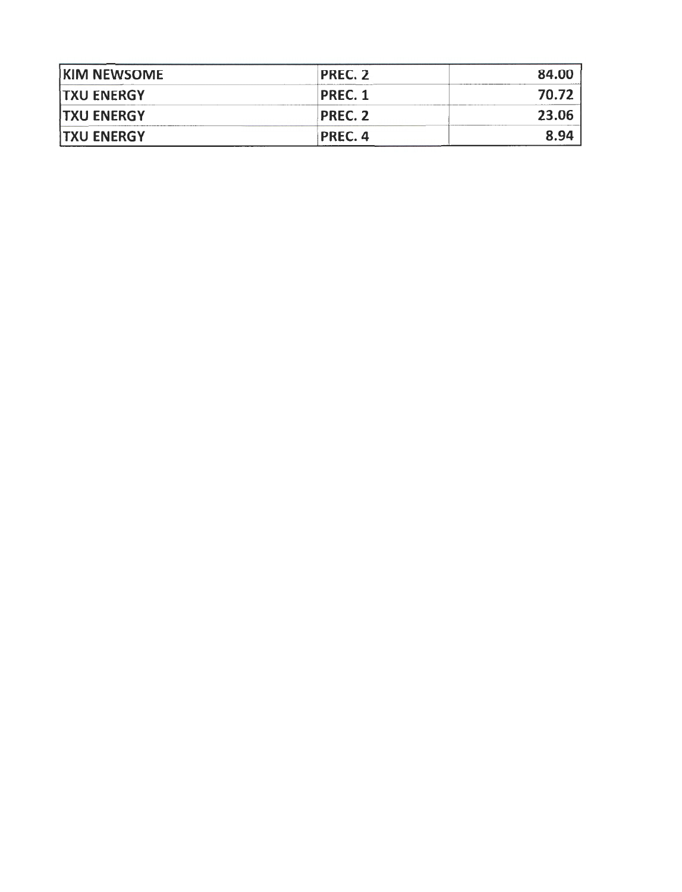| | | |
|---|---|---|
| KIM NEWSOME | PREC. 2 | 84.00 |
| TXU ENERGY | PREC. 1 | 70.72 |
| TXU ENERGY | PREC. 2 | 23.06 |
| TXU ENERGY | PREC. 4 | 8.94 |